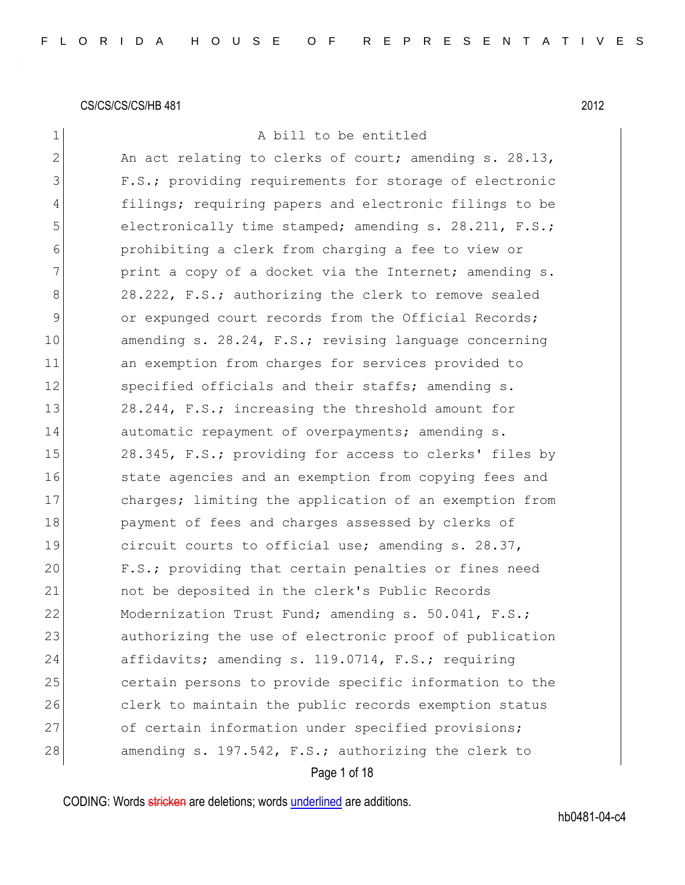CS/CS/CS/CS/HB 481 2012

A bill to be entitled

An act relating to clerks of court; amending s. 28.13, F.S.; providing requirements for storage of electronic filings; requiring papers and electronic filings to be electronically time stamped; amending s. 28.211, F.S.; prohibiting a clerk from charging a fee to view or print a copy of a docket via the Internet; amending s. 28.222, F.S.; authorizing the clerk to remove sealed or expunged court records from the Official Records; amending s. 28.24, F.S.; revising language concerning an exemption from charges for services provided to specified officials and their staffs; amending s. 28.244, F.S.; increasing the threshold amount for automatic repayment of overpayments; amending s. 28.345, F.S.; providing for access to clerks' files by state agencies and an exemption from copying fees and charges; limiting the application of an exemption from payment of fees and charges assessed by clerks of circuit courts to official use; amending s. 28.37, F.S.; providing that certain penalties or fines need not be deposited in the clerk's Public Records Modernization Trust Fund; amending s. 50.041, F.S.; authorizing the use of electronic proof of publication affidavits; amending s. 119.0714, F.S.; requiring certain persons to provide specific information to the clerk to maintain the public records exemption status of certain information under specified provisions; amending s. 197.542, F.S.; authorizing the clerk to

CODING: Words stricken are deletions; words underlined are additions.

hb0481-04-c4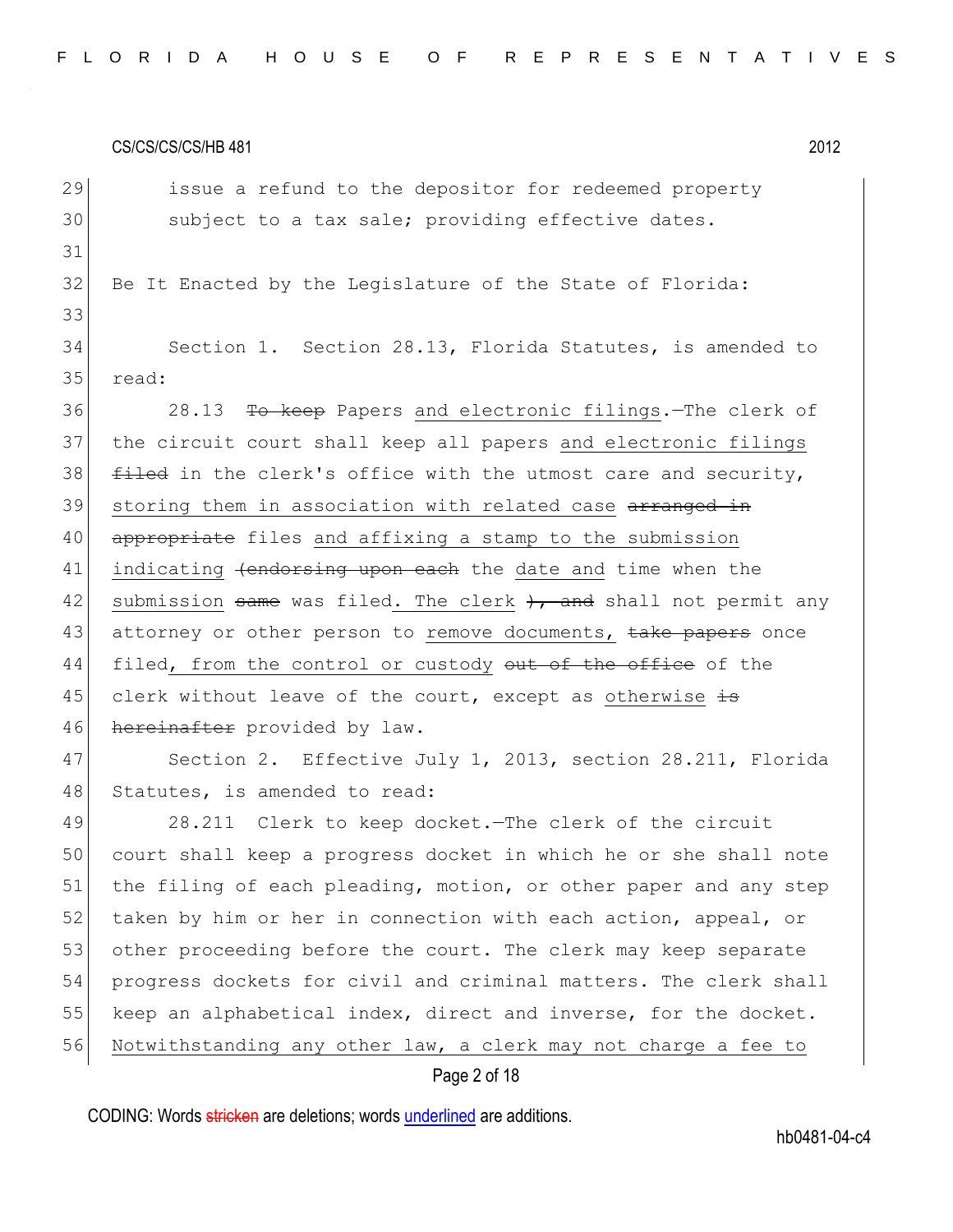issue a refund to the depositor for redeemed property subject to a tax sale; providing effective dates.

Be It Enacted by the Legislature of the State of Florida:

Section 1. Section 28.13, Florida Statutes, is amended to read:

28.13 ~~To keep~~ Papers <u>and electronic filings</u>.—The clerk of the circuit court shall keep all papers <u>and electronic filings</u> ~~filed~~ in the clerk's office with the utmost care and security, <u>storing them in association with related case</u> ~~arranged in appropriate~~ files <u>and affixing a stamp to the submission indicating</u> ~~(endorsing upon each~~ the <u>date and</u> time when the <u>submission</u> ~~same~~ was filed<u>. The clerk</u> ~~), and~~ shall not permit any attorney or other person to <u>remove documents,</u> ~~take papers~~ once filed<u>, from the control or custody</u> ~~out of the office~~ of the clerk without leave of the court, except as <u>otherwise</u> ~~is hereinafter~~ provided by law.

Section 2. Effective July 1, 2013, section 28.211, Florida Statutes, is amended to read:

28.211 Clerk to keep docket.—The clerk of the circuit court shall keep a progress docket in which he or she shall note the filing of each pleading, motion, or other paper and any step taken by him or her in connection with each action, appeal, or other proceeding before the court. The clerk may keep separate progress dockets for civil and criminal matters. The clerk shall keep an alphabetical index, direct and inverse, for the docket. <u>Notwithstanding any other law, a clerk may not charge a fee to</u>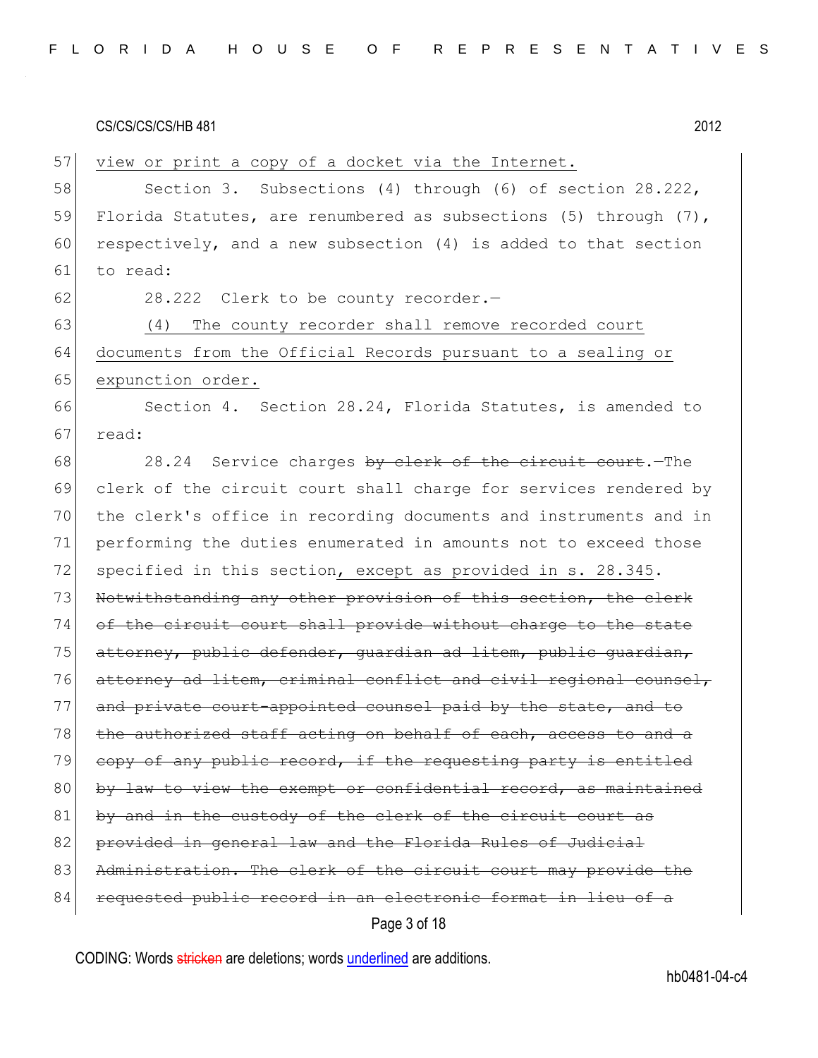view or print a copy of a docket via the Internet.

Section 3. Subsections (4) through (6) of section 28.222, Florida Statutes, are renumbered as subsections (5) through (7), respectively, and a new subsection (4) is added to that section to read:

28.222 Clerk to be county recorder.—

(4) The county recorder shall remove recorded court documents from the Official Records pursuant to a sealing or expunction order.

Section 4. Section 28.24, Florida Statutes, is amended to read:

28.24 Service charges ~~by clerk of the circuit court~~.—The clerk of the circuit court shall charge for services rendered by the clerk's office in recording documents and instruments and in performing the duties enumerated in amounts not to exceed those specified in this section, except as provided in s. 28.345. ~~Notwithstanding any other provision of this section, the clerk of the circuit court shall provide without charge to the state attorney, public defender, guardian ad litem, public guardian, attorney ad litem, criminal conflict and civil regional counsel, and private court-appointed counsel paid by the state, and to the authorized staff acting on behalf of each, access to and a copy of any public record, if the requesting party is entitled by law to view the exempt or confidential record, as maintained by and in the custody of the clerk of the circuit court as provided in general law and the Florida Rules of Judicial Administration. The clerk of the circuit court may provide the requested public record in an electronic format in lieu of a~~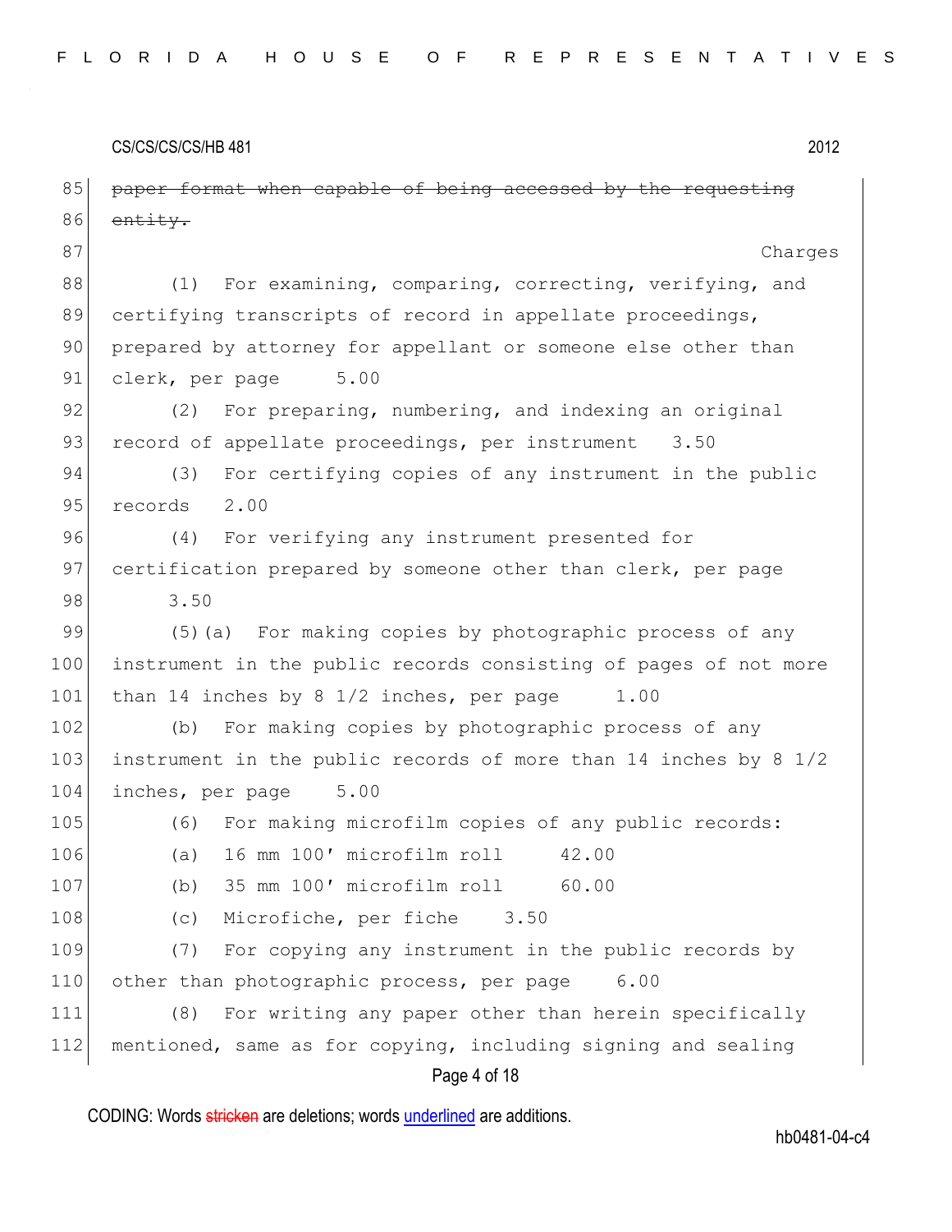~~paper format when capable of being accessed by the requesting entity.~~

Charges

(1) For examining, comparing, correcting, verifying, and certifying transcripts of record in appellate proceedings, prepared by attorney for appellant or someone else other than clerk, per page 5.00

(2) For preparing, numbering, and indexing an original record of appellate proceedings, per instrument 3.50

(3) For certifying copies of any instrument in the public records 2.00

(4) For verifying any instrument presented for certification prepared by someone other than clerk, per page 3.50

(5)(a) For making copies by photographic process of any instrument in the public records consisting of pages of not more than 14 inches by 8 1/2 inches, per page 1.00

(b) For making copies by photographic process of any instrument in the public records of more than 14 inches by 8 1/2 inches, per page 5.00

(6) For making microfilm copies of any public records:

(a) 16 mm 100′ microfilm roll 42.00

(b) 35 mm 100′ microfilm roll 60.00

(c) Microfiche, per fiche 3.50

(7) For copying any instrument in the public records by other than photographic process, per page 6.00

(8) For writing any paper other than herein specifically mentioned, same as for copying, including signing and sealing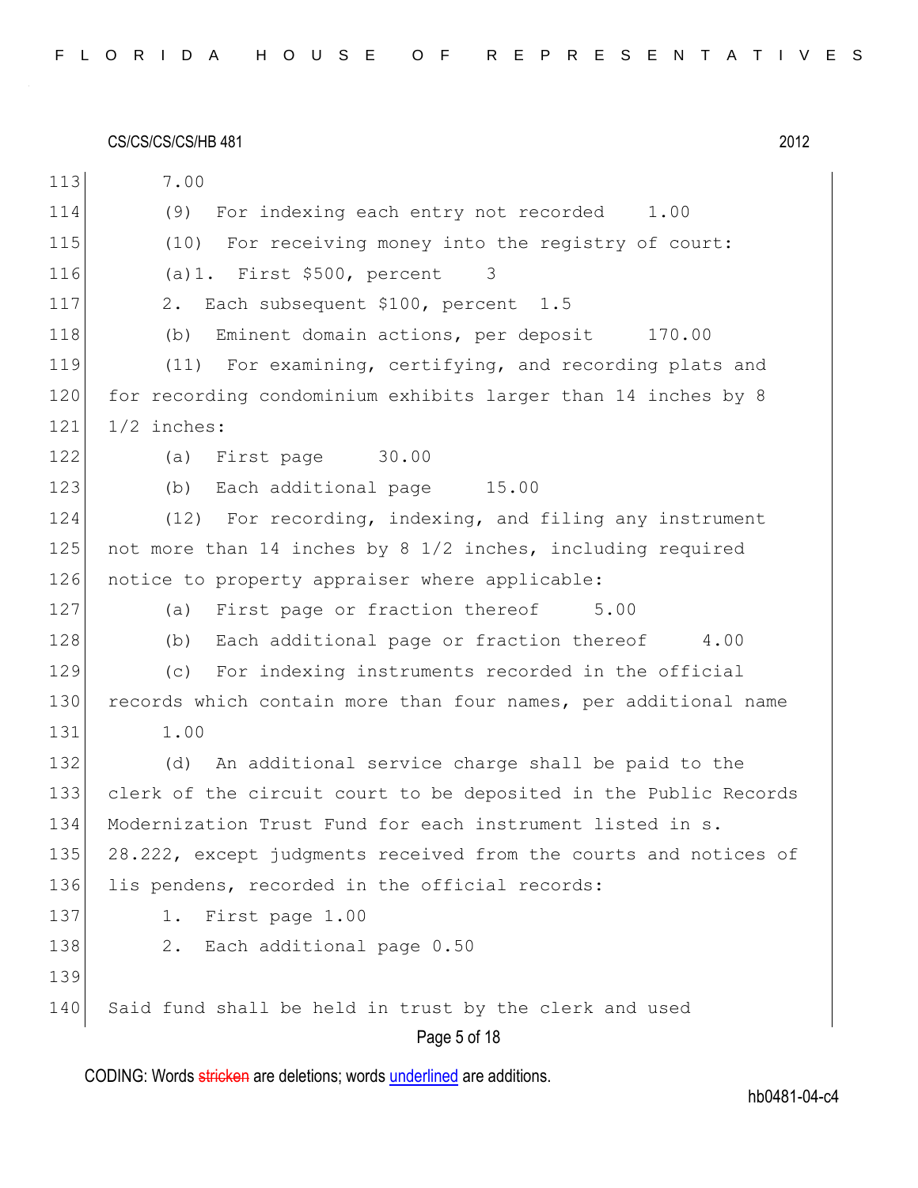7.00

(9) For indexing each entry not recorded 1.00

(10) For receiving money into the registry of court:

(a)1. First $500, percent 3

2. Each subsequent $100, percent 1.5

(b) Eminent domain actions, per deposit 170.00

(11) For examining, certifying, and recording plats and for recording condominium exhibits larger than 14 inches by 8 1/2 inches:

(a) First page 30.00

(b) Each additional page 15.00

(12) For recording, indexing, and filing any instrument not more than 14 inches by 8 1/2 inches, including required notice to property appraiser where applicable:

(a) First page or fraction thereof 5.00

(b) Each additional page or fraction thereof 4.00

(c) For indexing instruments recorded in the official records which contain more than four names, per additional name 1.00

(d) An additional service charge shall be paid to the clerk of the circuit court to be deposited in the Public Records Modernization Trust Fund for each instrument listed in s. 28.222, except judgments received from the courts and notices of lis pendens, recorded in the official records:

1. First page 1.00

2. Each additional page 0.50

Said fund shall be held in trust by the clerk and used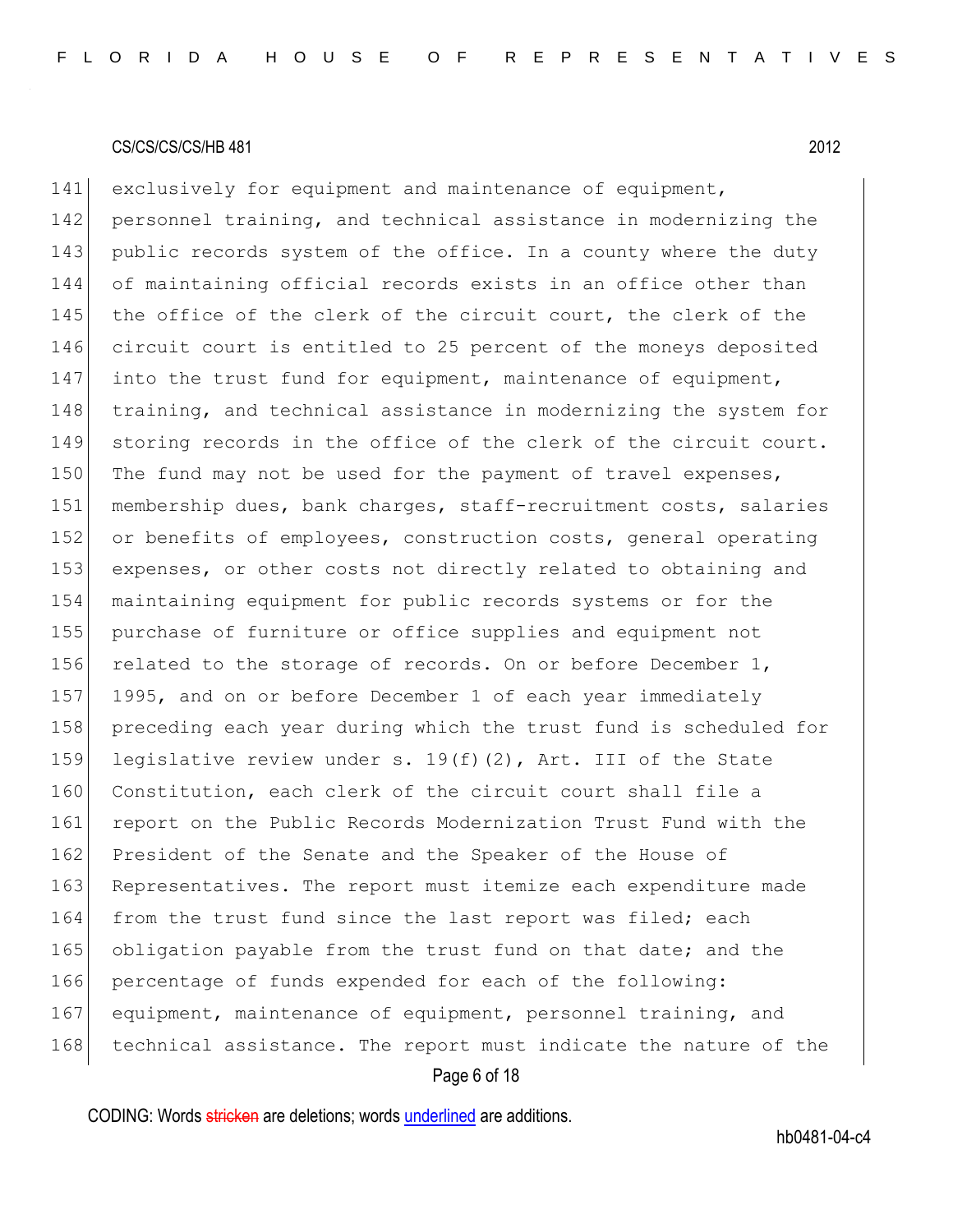exclusively for equipment and maintenance of equipment, personnel training, and technical assistance in modernizing the public records system of the office. In a county where the duty of maintaining official records exists in an office other than the office of the clerk of the circuit court, the clerk of the circuit court is entitled to 25 percent of the moneys deposited into the trust fund for equipment, maintenance of equipment, training, and technical assistance in modernizing the system for storing records in the office of the clerk of the circuit court. The fund may not be used for the payment of travel expenses, membership dues, bank charges, staff-recruitment costs, salaries or benefits of employees, construction costs, general operating expenses, or other costs not directly related to obtaining and maintaining equipment for public records systems or for the purchase of furniture or office supplies and equipment not related to the storage of records. On or before December 1, 1995, and on or before December 1 of each year immediately preceding each year during which the trust fund is scheduled for legislative review under s. 19(f)(2), Art. III of the State Constitution, each clerk of the circuit court shall file a report on the Public Records Modernization Trust Fund with the President of the Senate and the Speaker of the House of Representatives. The report must itemize each expenditure made from the trust fund since the last report was filed; each obligation payable from the trust fund on that date; and the percentage of funds expended for each of the following: equipment, maintenance of equipment, personnel training, and technical assistance. The report must indicate the nature of the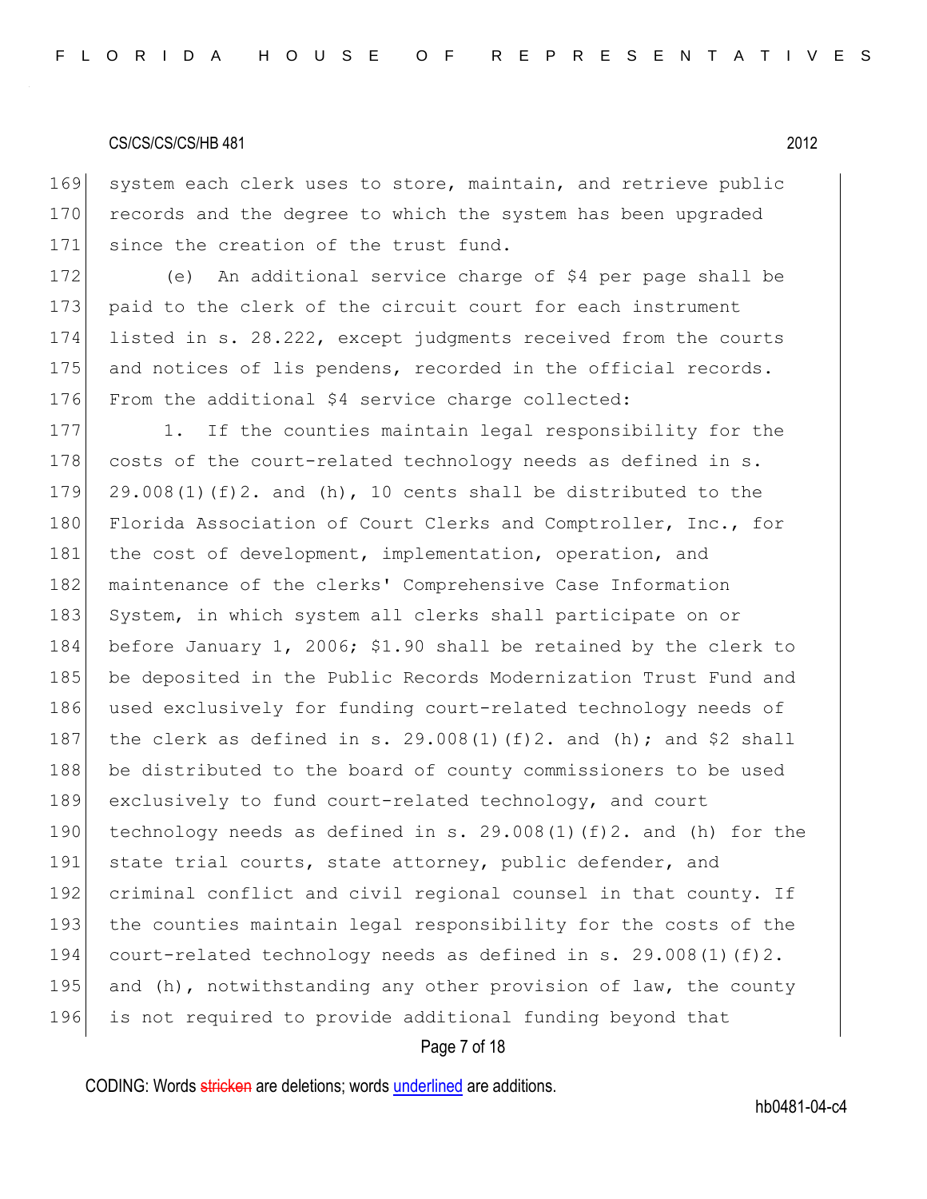system each clerk uses to store, maintain, and retrieve public records and the degree to which the system has been upgraded since the creation of the trust fund.

(e) An additional service charge of $4 per page shall be paid to the clerk of the circuit court for each instrument listed in s. 28.222, except judgments received from the courts and notices of lis pendens, recorded in the official records. From the additional $4 service charge collected:

1. If the counties maintain legal responsibility for the costs of the court-related technology needs as defined in s. 29.008(1)(f)2. and (h), 10 cents shall be distributed to the Florida Association of Court Clerks and Comptroller, Inc., for the cost of development, implementation, operation, and maintenance of the clerks' Comprehensive Case Information System, in which system all clerks shall participate on or before January 1, 2006; $1.90 shall be retained by the clerk to be deposited in the Public Records Modernization Trust Fund and used exclusively for funding court-related technology needs of the clerk as defined in s. 29.008(1)(f)2. and (h); and $2 shall be distributed to the board of county commissioners to be used exclusively to fund court-related technology, and court technology needs as defined in s. 29.008(1)(f)2. and (h) for the state trial courts, state attorney, public defender, and criminal conflict and civil regional counsel in that county. If the counties maintain legal responsibility for the costs of the court-related technology needs as defined in s. 29.008(1)(f)2. and (h), notwithstanding any other provision of law, the county is not required to provide additional funding beyond that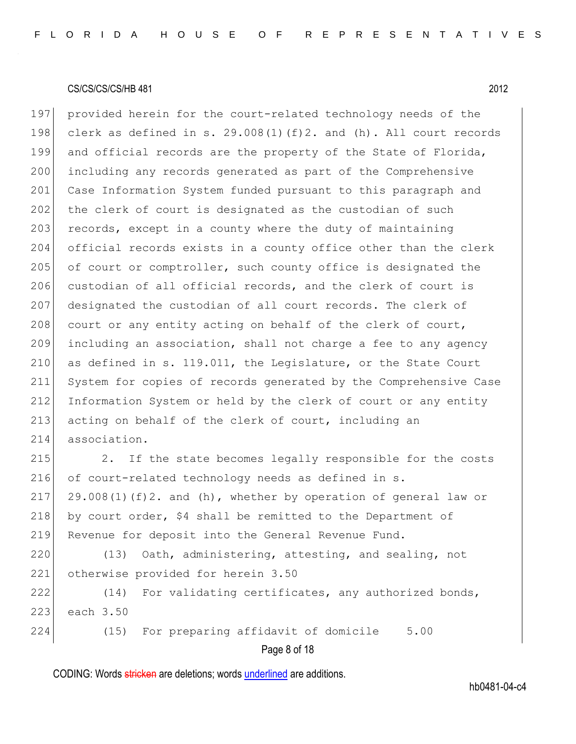provided herein for the court-related technology needs of the clerk as defined in s. 29.008(1)(f)2. and (h). All court records and official records are the property of the State of Florida, including any records generated as part of the Comprehensive Case Information System funded pursuant to this paragraph and the clerk of court is designated as the custodian of such records, except in a county where the duty of maintaining official records exists in a county office other than the clerk of court or comptroller, such county office is designated the custodian of all official records, and the clerk of court is designated the custodian of all court records. The clerk of court or any entity acting on behalf of the clerk of court, including an association, shall not charge a fee to any agency as defined in s. 119.011, the Legislature, or the State Court System for copies of records generated by the Comprehensive Case Information System or held by the clerk of court or any entity acting on behalf of the clerk of court, including an association.

2. If the state becomes legally responsible for the costs of court-related technology needs as defined in s. 29.008(1)(f)2. and (h), whether by operation of general law or by court order, $4 shall be remitted to the Department of Revenue for deposit into the General Revenue Fund.

(13) Oath, administering, attesting, and sealing, not otherwise provided for herein 3.50

(14) For validating certificates, any authorized bonds, each 3.50

(15) For preparing affidavit of domicile 5.00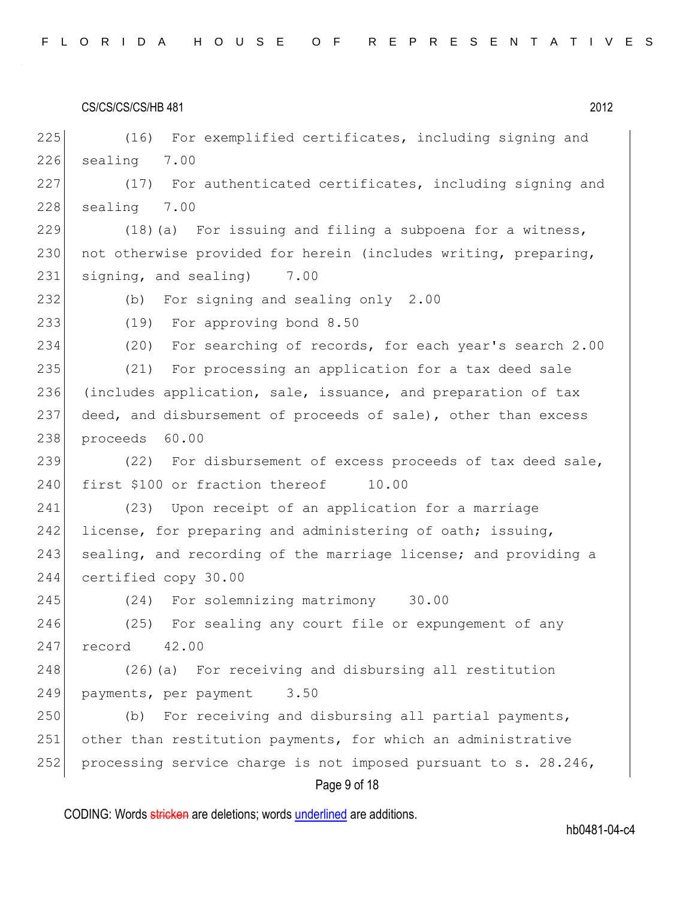(16) For exemplified certificates, including signing and sealing 7.00

(17) For authenticated certificates, including signing and sealing 7.00

(18)(a) For issuing and filing a subpoena for a witness, not otherwise provided for herein (includes writing, preparing, signing, and sealing) 7.00

(b) For signing and sealing only 2.00

(19) For approving bond 8.50

(20) For searching of records, for each year's search 2.00

(21) For processing an application for a tax deed sale (includes application, sale, issuance, and preparation of tax deed, and disbursement of proceeds of sale), other than excess proceeds 60.00

(22) For disbursement of excess proceeds of tax deed sale, first $100 or fraction thereof 10.00

(23) Upon receipt of an application for a marriage license, for preparing and administering of oath; issuing, sealing, and recording of the marriage license; and providing a certified copy 30.00

(24) For solemnizing matrimony 30.00

(25) For sealing any court file or expungement of any record 42.00

(26)(a) For receiving and disbursing all restitution payments, per payment 3.50

(b) For receiving and disbursing all partial payments, other than restitution payments, for which an administrative processing service charge is not imposed pursuant to s. 28.246,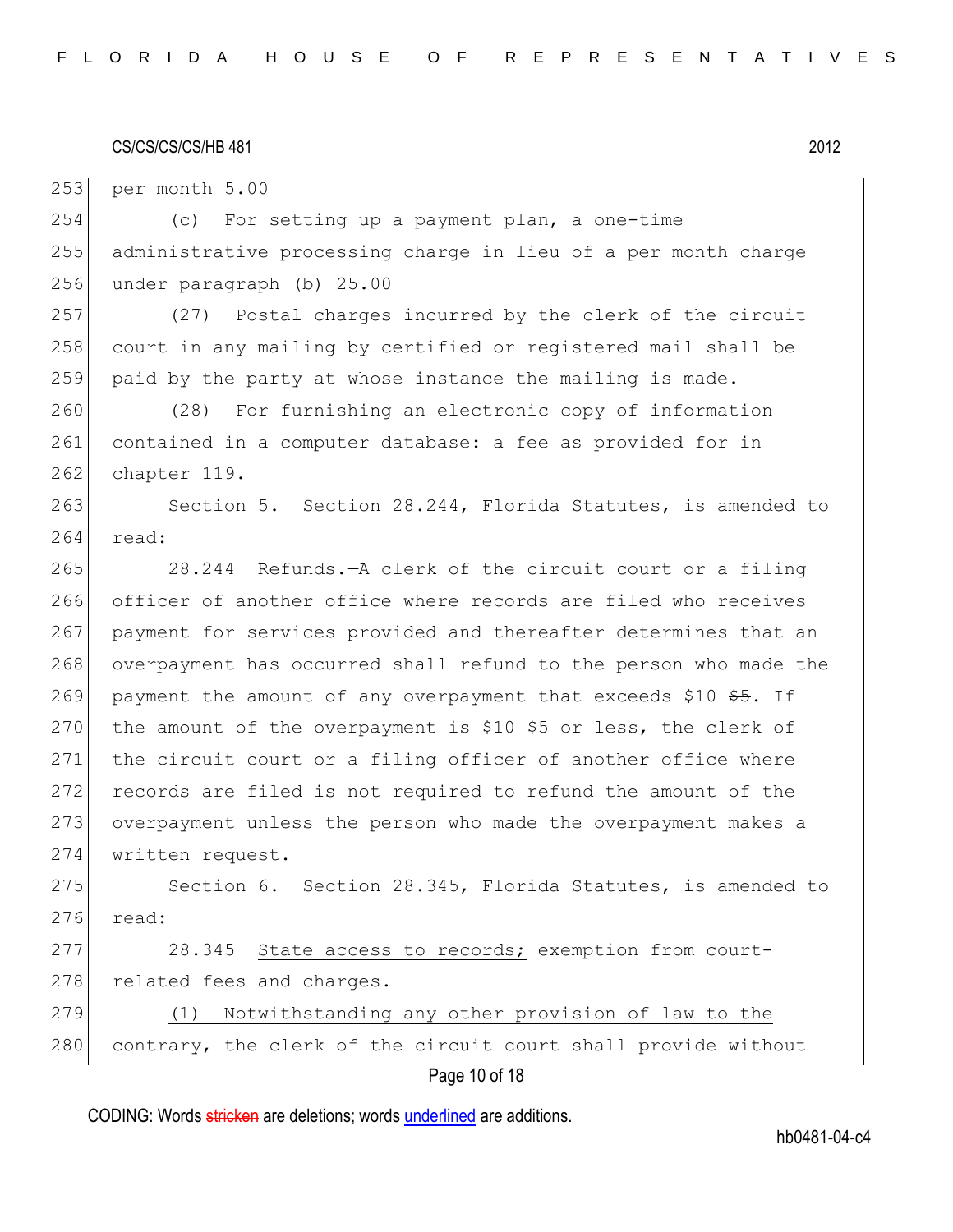per month 5.00

(c) For setting up a payment plan, a one-time administrative processing charge in lieu of a per month charge under paragraph (b) 25.00

(27) Postal charges incurred by the clerk of the circuit court in any mailing by certified or registered mail shall be paid by the party at whose instance the mailing is made.

(28) For furnishing an electronic copy of information contained in a computer database: a fee as provided for in chapter 119.

Section 5. Section 28.244, Florida Statutes, is amended to read:

28.244 Refunds.—A clerk of the circuit court or a filing officer of another office where records are filed who receives payment for services provided and thereafter determines that an overpayment has occurred shall refund to the person who made the payment the amount of any overpayment that exceeds <u>$10</u> ~~$5~~. If the amount of the overpayment is <u>$10</u> ~~$5~~ or less, the clerk of the circuit court or a filing officer of another office where records are filed is not required to refund the amount of the overpayment unless the person who made the overpayment makes a written request.

Section 6. Section 28.345, Florida Statutes, is amended to read:

28.345 <u>State access to records;</u> exemption from court-related fees and charges.—

<u>(1) Notwithstanding any other provision of law to the contrary, the clerk of the circuit court shall provide without</u>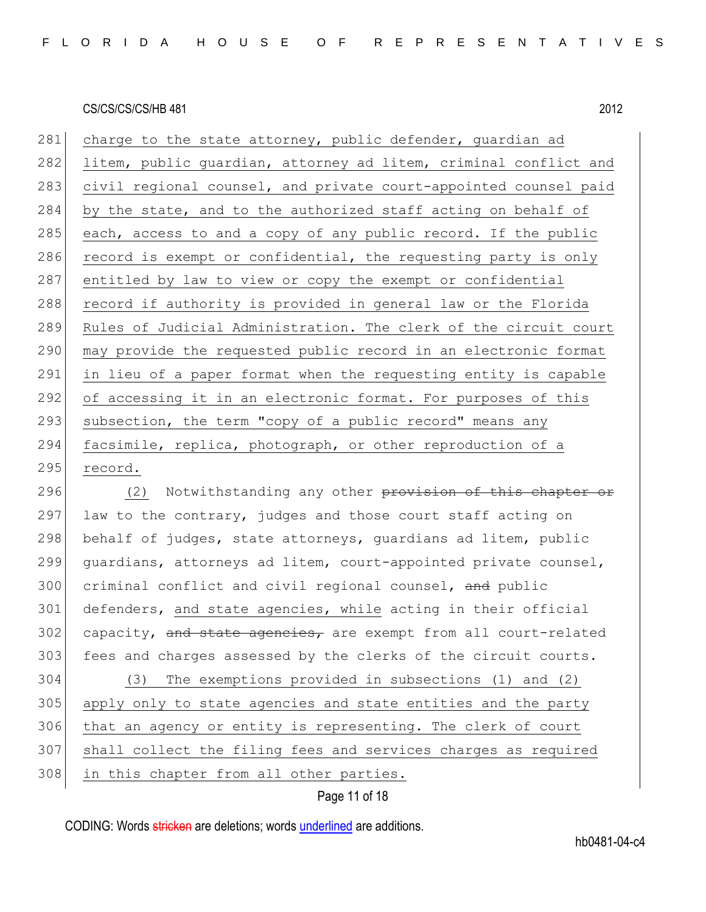charge to the state attorney, public defender, guardian ad litem, public guardian, attorney ad litem, criminal conflict and civil regional counsel, and private court-appointed counsel paid by the state, and to the authorized staff acting on behalf of each, access to and a copy of any public record. If the public record is exempt or confidential, the requesting party is only entitled by law to view or copy the exempt or confidential record if authority is provided in general law or the Florida Rules of Judicial Administration. The clerk of the circuit court may provide the requested public record in an electronic format in lieu of a paper format when the requesting entity is capable of accessing it in an electronic format. For purposes of this subsection, the term "copy of a public record" means any facsimile, replica, photograph, or other reproduction of a record.

(2) Notwithstanding any other ~~provision of this chapter or~~ law to the contrary, judges and those court staff acting on behalf of judges, state attorneys, guardians ad litem, public guardians, attorneys ad litem, court-appointed private counsel, criminal conflict and civil regional counsel, ~~and~~ public defenders, and state agencies, while acting in their official capacity, ~~and state agencies,~~ are exempt from all court-related fees and charges assessed by the clerks of the circuit courts.

(3) The exemptions provided in subsections (1) and (2) apply only to state agencies and state entities and the party that an agency or entity is representing. The clerk of court shall collect the filing fees and services charges as required in this chapter from all other parties.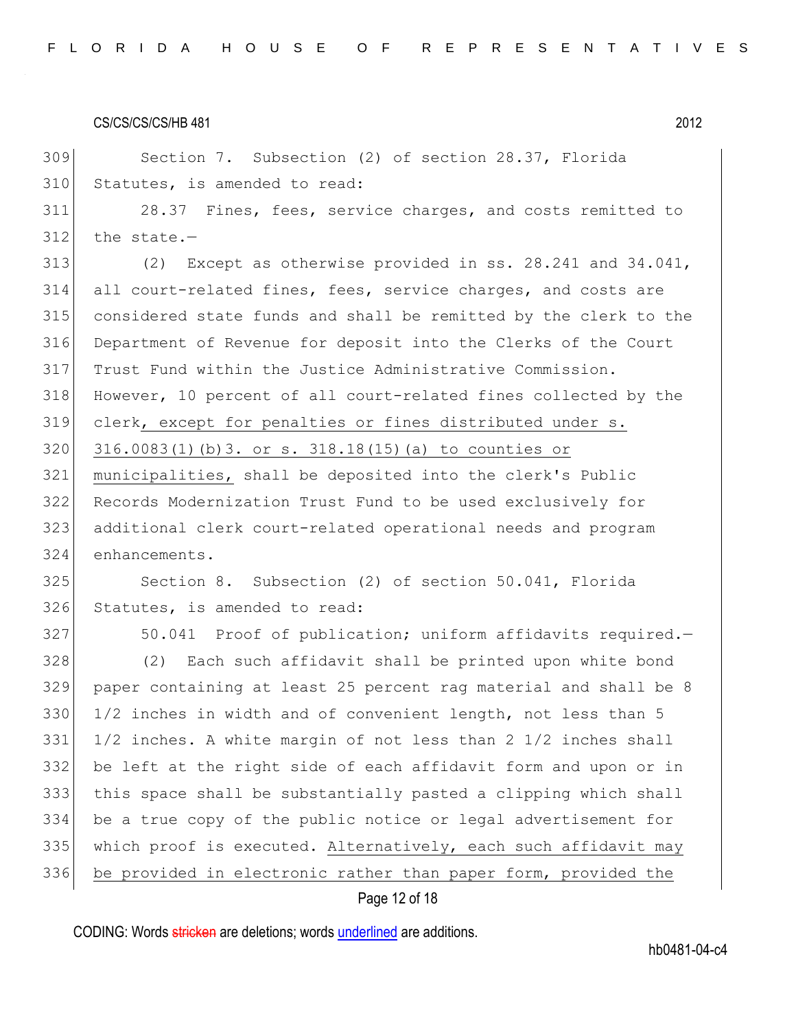Section 7. Subsection (2) of section 28.37, Florida Statutes, is amended to read:

28.37 Fines, fees, service charges, and costs remitted to the state.—

(2) Except as otherwise provided in ss. 28.241 and 34.041, all court-related fines, fees, service charges, and costs are considered state funds and shall be remitted by the clerk to the Department of Revenue for deposit into the Clerks of the Court Trust Fund within the Justice Administrative Commission. However, 10 percent of all court-related fines collected by the clerk, except for penalties or fines distributed under s. 316.0083(1)(b)3. or s. 318.18(15)(a) to counties or municipalities, shall be deposited into the clerk's Public Records Modernization Trust Fund to be used exclusively for additional clerk court-related operational needs and program enhancements.

Section 8. Subsection (2) of section 50.041, Florida Statutes, is amended to read:

50.041 Proof of publication; uniform affidavits required.—

(2) Each such affidavit shall be printed upon white bond paper containing at least 25 percent rag material and shall be 8 1/2 inches in width and of convenient length, not less than 5 1/2 inches. A white margin of not less than 2 1/2 inches shall be left at the right side of each affidavit form and upon or in this space shall be substantially pasted a clipping which shall be a true copy of the public notice or legal advertisement for which proof is executed. Alternatively, each such affidavit may be provided in electronic rather than paper form, provided the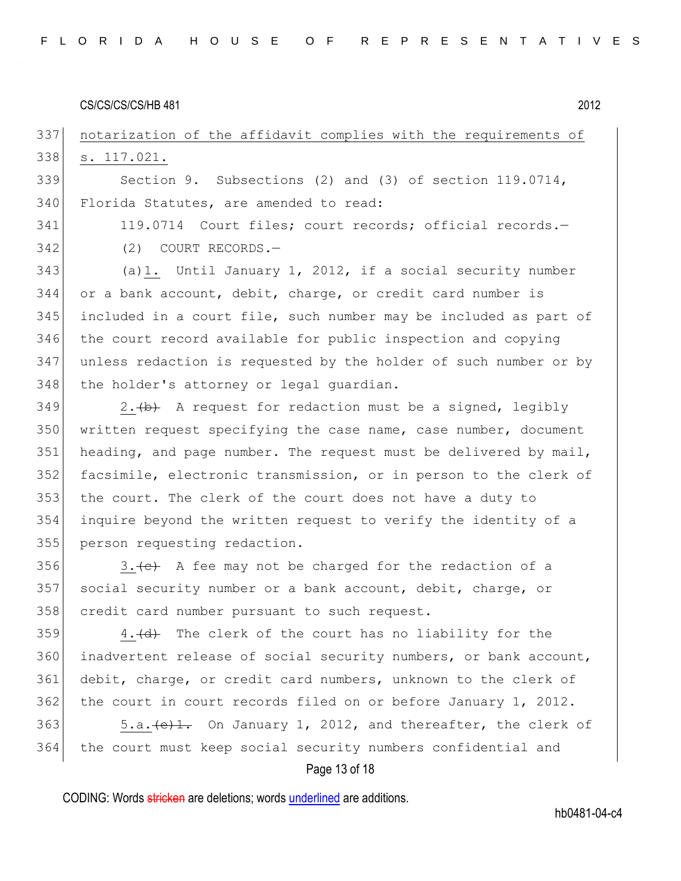notarization of the affidavit complies with the requirements of s. 117.021.

Section 9. Subsections (2) and (3) of section 119.0714, Florida Statutes, are amended to read:

119.0714 Court files; court records; official records.—

(2) COURT RECORDS.—

(a)1. Until January 1, 2012, if a social security number or a bank account, debit, charge, or credit card number is included in a court file, such number may be included as part of the court record available for public inspection and copying unless redaction is requested by the holder of such number or by the holder's attorney or legal guardian.

2.~~(b)~~ A request for redaction must be a signed, legibly written request specifying the case name, case number, document heading, and page number. The request must be delivered by mail, facsimile, electronic transmission, or in person to the clerk of the court. The clerk of the court does not have a duty to inquire beyond the written request to verify the identity of a person requesting redaction.

3.~~(c)~~ A fee may not be charged for the redaction of a social security number or a bank account, debit, charge, or credit card number pursuant to such request.

4.~~(d)~~ The clerk of the court has no liability for the inadvertent release of social security numbers, or bank account, debit, charge, or credit card numbers, unknown to the clerk of the court in court records filed on or before January 1, 2012.

5.a.~~(e)1.~~ On January 1, 2012, and thereafter, the clerk of the court must keep social security numbers confidential and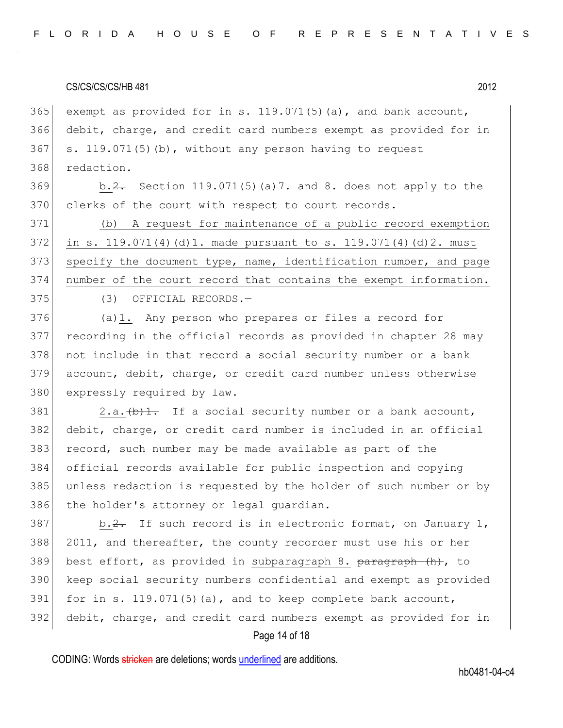exempt as provided for in s. 119.071(5)(a), and bank account, debit, charge, and credit card numbers exempt as provided for in s. 119.071(5)(b), without any person having to request redaction.

b.~~2.~~ Section 119.071(5)(a)7. and 8. does not apply to the clerks of the court with respect to court records.

<u>(b) A request for maintenance of a public record exemption in s. 119.071(4)(d)1. made pursuant to s. 119.071(4)(d)2. must specify the document type, name, identification number, and page number of the court record that contains the exempt information.</u>

(3) OFFICIAL RECORDS.—

(a)<u>1.</u> Any person who prepares or files a record for recording in the official records as provided in chapter 28 may not include in that record a social security number or a bank account, debit, charge, or credit card number unless otherwise expressly required by law.

<u>2.a.</u>~~(b)1.~~ If a social security number or a bank account, debit, charge, or credit card number is included in an official record, such number may be made available as part of the official records available for public inspection and copying unless redaction is requested by the holder of such number or by the holder's attorney or legal guardian.

<u>b.</u>~~2.~~ If such record is in electronic format, on January 1, 2011, and thereafter, the county recorder must use his or her best effort, as provided in <u>subparagraph 8.</u> ~~paragraph (h)~~, to keep social security numbers confidential and exempt as provided for in s. 119.071(5)(a), and to keep complete bank account, debit, charge, and credit card numbers exempt as provided for in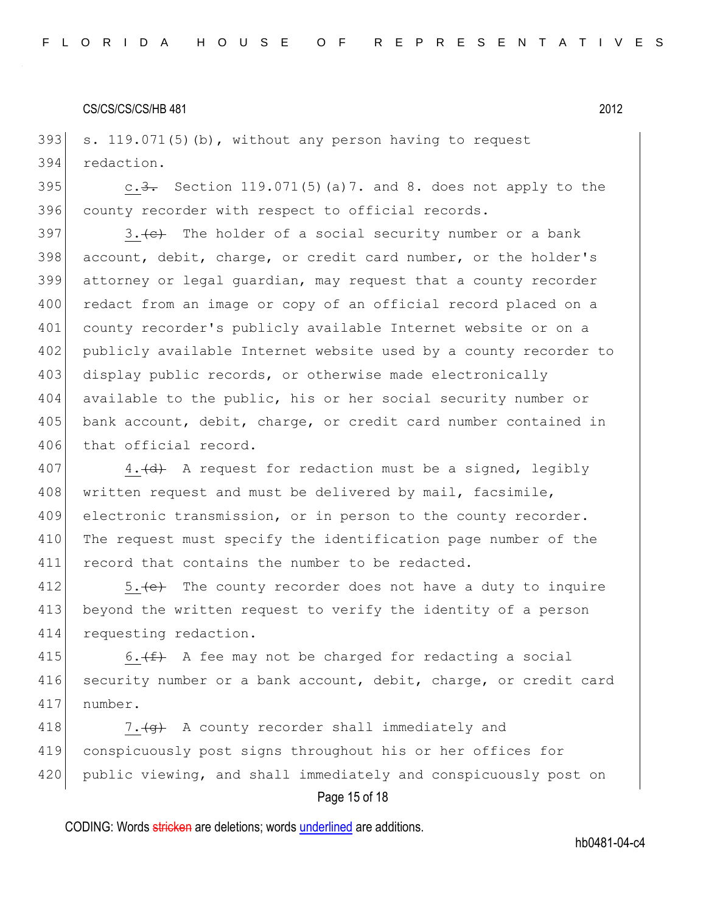393 s. 119.071(5)(b), without any person having to request
394 redaction.

395 c.~~3.~~ Section 119.071(5)(a)7. and 8. does not apply to the
396 county recorder with respect to official records.

397 3.~~(c)~~ The holder of a social security number or a bank
398 account, debit, charge, or credit card number, or the holder's
399 attorney or legal guardian, may request that a county recorder
400 redact from an image or copy of an official record placed on a
401 county recorder's publicly available Internet website or on a
402 publicly available Internet website used by a county recorder to
403 display public records, or otherwise made electronically
404 available to the public, his or her social security number or
405 bank account, debit, charge, or credit card number contained in
406 that official record.

407 4.~~(d)~~ A request for redaction must be a signed, legibly
408 written request and must be delivered by mail, facsimile,
409 electronic transmission, or in person to the county recorder.
410 The request must specify the identification page number of the
411 record that contains the number to be redacted.

412 5.~~(e)~~ The county recorder does not have a duty to inquire
413 beyond the written request to verify the identity of a person
414 requesting redaction.

415 6.~~(f)~~ A fee may not be charged for redacting a social
416 security number or a bank account, debit, charge, or credit card
417 number.

418 7.~~(g)~~ A county recorder shall immediately and
419 conspicuously post signs throughout his or her offices for
420 public viewing, and shall immediately and conspicuously post on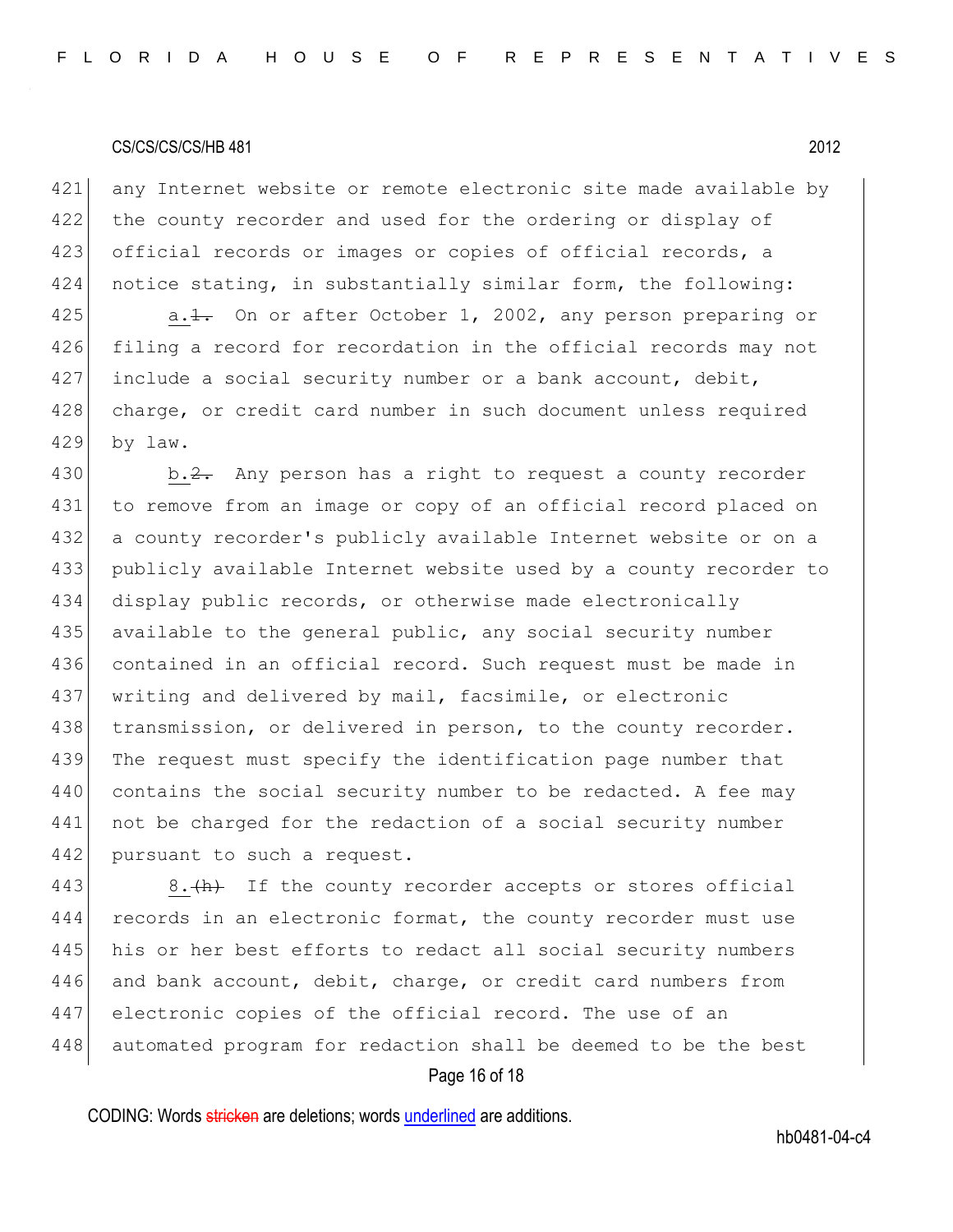any Internet website or remote electronic site made available by the county recorder and used for the ordering or display of official records or images or copies of official records, a notice stating, in substantially similar form, the following:

a.~~1.~~ On or after October 1, 2002, any person preparing or filing a record for recordation in the official records may not include a social security number or a bank account, debit, charge, or credit card number in such document unless required by law.

b.~~2.~~ Any person has a right to request a county recorder to remove from an image or copy of an official record placed on a county recorder's publicly available Internet website or on a publicly available Internet website used by a county recorder to display public records, or otherwise made electronically available to the general public, any social security number contained in an official record. Such request must be made in writing and delivered by mail, facsimile, or electronic transmission, or delivered in person, to the county recorder. The request must specify the identification page number that contains the social security number to be redacted. A fee may not be charged for the redaction of a social security number pursuant to such a request.

8.~~(h)~~ If the county recorder accepts or stores official records in an electronic format, the county recorder must use his or her best efforts to redact all social security numbers and bank account, debit, charge, or credit card numbers from electronic copies of the official record. The use of an automated program for redaction shall be deemed to be the best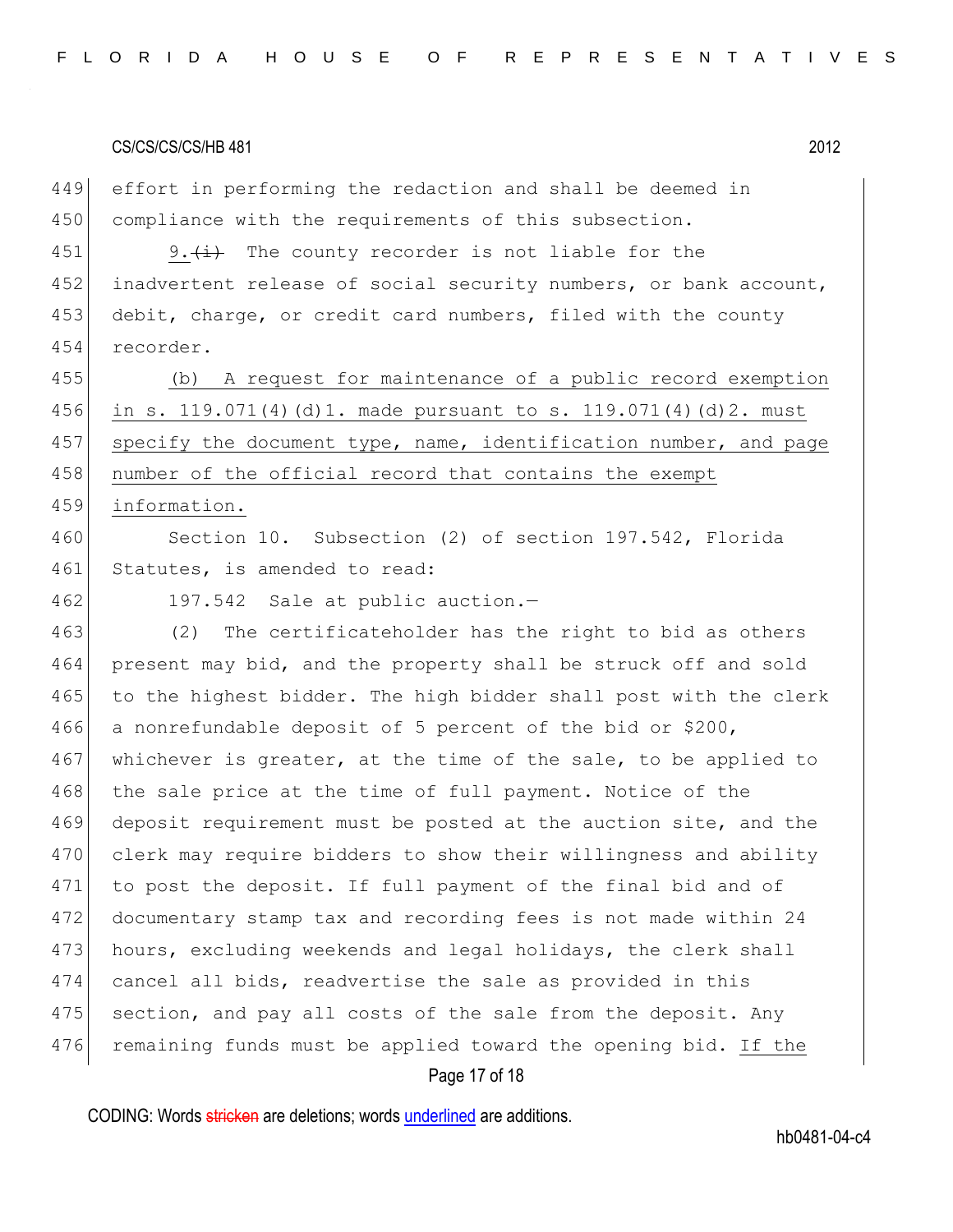effort in performing the redaction and shall be deemed in compliance with the requirements of this subsection.

9.~~(i)~~ The county recorder is not liable for the inadvertent release of social security numbers, or bank account, debit, charge, or credit card numbers, filed with the county recorder.

<u>(b) A request for maintenance of a public record exemption in s. 119.071(4)(d)1. made pursuant to s. 119.071(4)(d)2. must specify the document type, name, identification number, and page number of the official record that contains the exempt information.</u>

Section 10. Subsection (2) of section 197.542, Florida Statutes, is amended to read:

197.542 Sale at public auction.—

(2) The certificateholder has the right to bid as others present may bid, and the property shall be struck off and sold to the highest bidder. The high bidder shall post with the clerk a nonrefundable deposit of 5 percent of the bid or $200, whichever is greater, at the time of the sale, to be applied to the sale price at the time of full payment. Notice of the deposit requirement must be posted at the auction site, and the clerk may require bidders to show their willingness and ability to post the deposit. If full payment of the final bid and of documentary stamp tax and recording fees is not made within 24 hours, excluding weekends and legal holidays, the clerk shall cancel all bids, readvertise the sale as provided in this section, and pay all costs of the sale from the deposit. Any remaining funds must be applied toward the opening bid. <u>If the</u>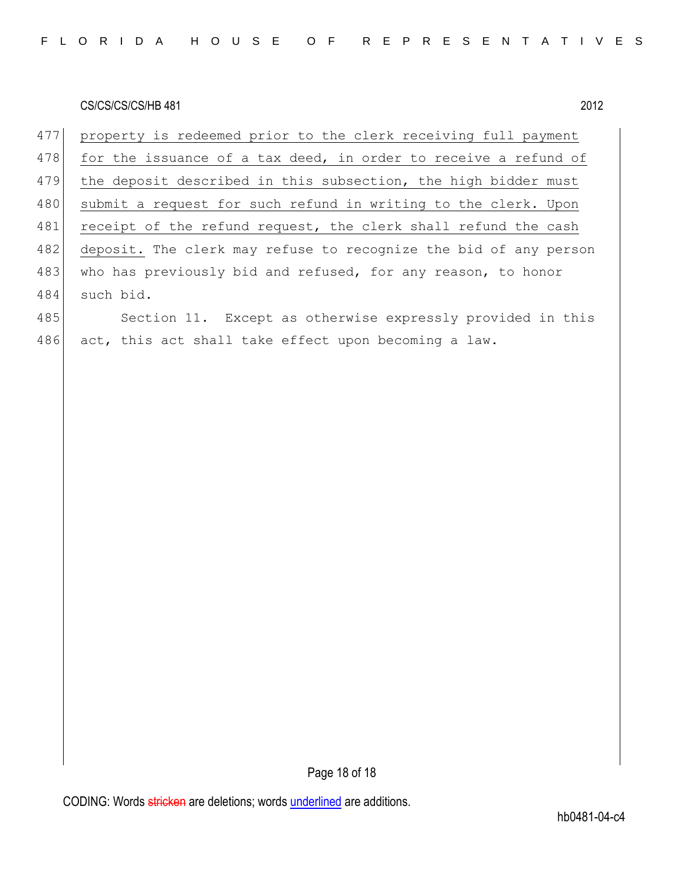property is redeemed prior to the clerk receiving full payment for the issuance of a tax deed, in order to receive a refund of the deposit described in this subsection, the high bidder must submit a request for such refund in writing to the clerk. Upon receipt of the refund request, the clerk shall refund the cash deposit. The clerk may refuse to recognize the bid of any person who has previously bid and refused, for any reason, to honor such bid.

Section 11. Except as otherwise expressly provided in this act, this act shall take effect upon becoming a law.

CODING: Words ~~stricken~~ are deletions; words underlined are additions.